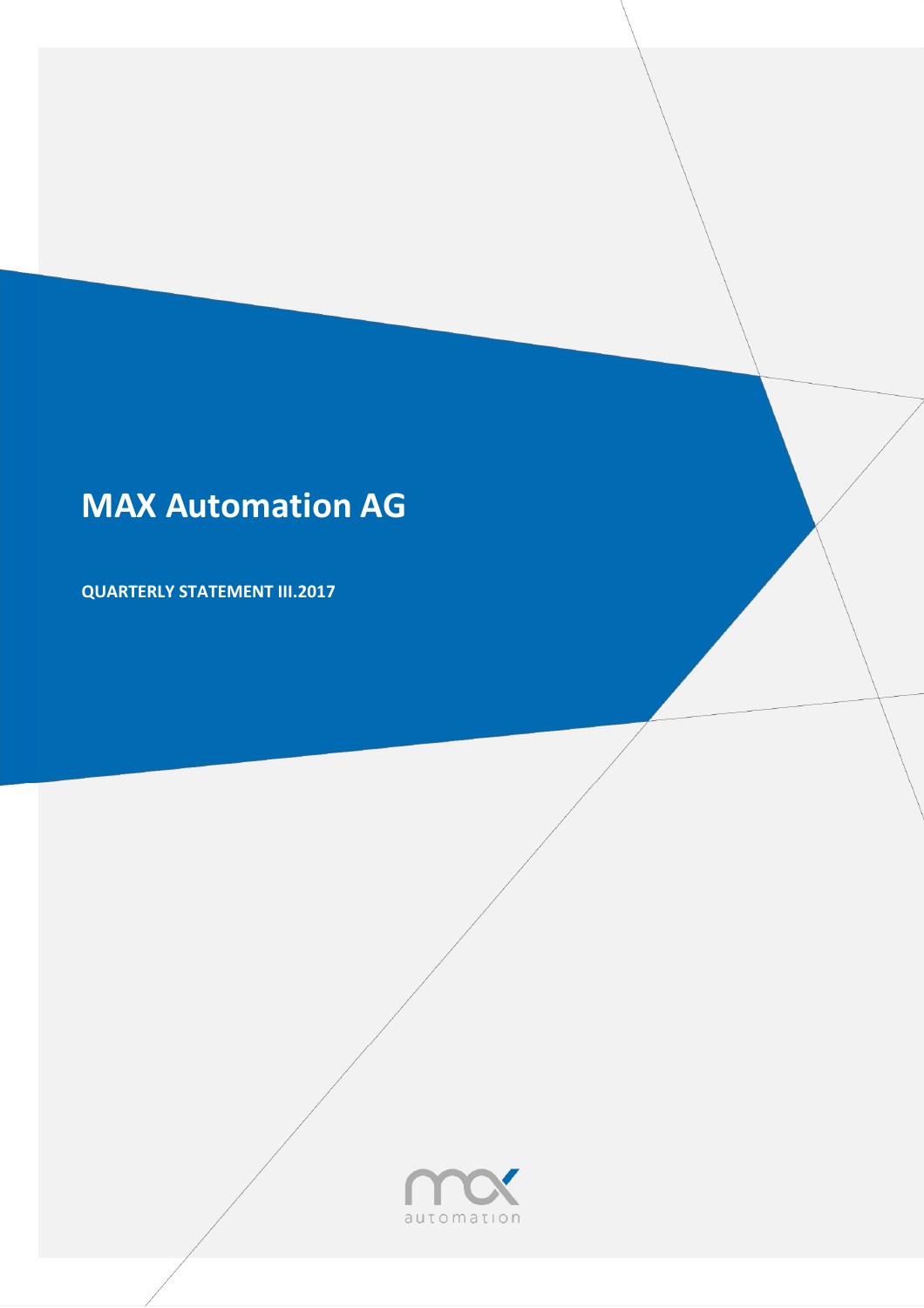# MAX Automation AG

**QUARTERLY STATEMENT III.2017**

automation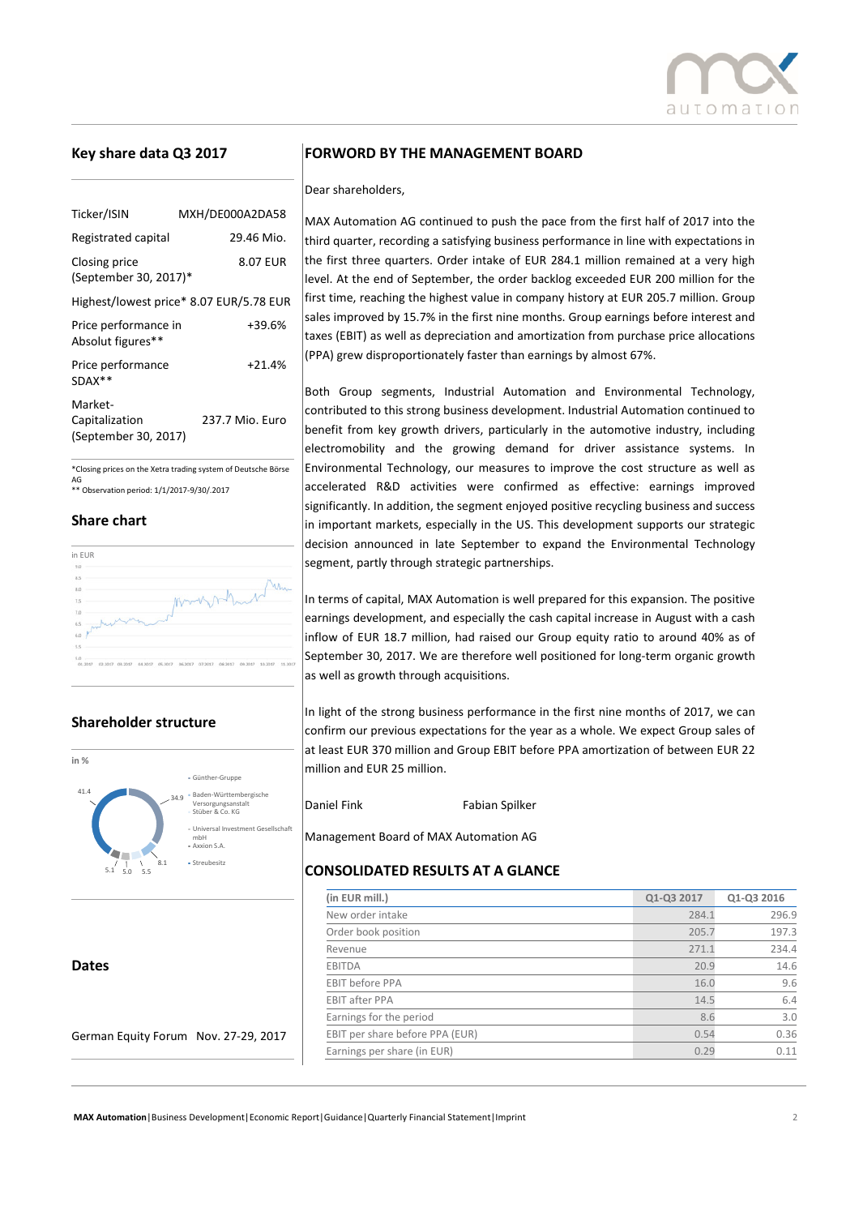## Key share data Q3 2017

| | |
|---|---|
| Ticker/ISIN | MXH/DE000A2DA58 |
| Registrated capital | 29.46 Mio. |
| Closing price (September 30, 2017)* | 8.07 EUR |
| Highest/lowest price* | 8.07 EUR/5.78 EUR |
| Price performance in Absolut figures** | +39.6% |
| Price performance SDAX** | +21.4% |
| Market-Capitalization (September 30, 2017) | 237.7 Mio. Euro |

*Closing prices on the Xetra trading system of Deutsche Börse AG
** Observation period: 1/1/2017-9/30/.2017

## Share chart

in EUR

## Shareholder structure

in %

41.4
34.9
8.1
5.1
5.0
5.5

- Günther-Gruppe
- Baden-Württembergische Versorgungsanstalt Stüber & Co. KG
- Universal Investment Gesellschaft mbH
- Axxion S.A.
- Streubesitz

## Dates

German Equity Forum Nov. 27-29, 2017

## FORWORD BY THE MANAGEMENT BOARD

Dear shareholders,

MAX Automation AG continued to push the pace from the first half of 2017 into the third quarter, recording a satisfying business performance in line with expectations in the first three quarters. Order intake of EUR 284.1 million remained at a very high level. At the end of September, the order backlog exceeded EUR 200 million for the first time, reaching the highest value in company history at EUR 205.7 million. Group sales improved by 15.7% in the first nine months. Group earnings before interest and taxes (EBIT) as well as depreciation and amortization from purchase price allocations (PPA) grew disproportionately faster than earnings by almost 67%.

Both Group segments, Industrial Automation and Environmental Technology, contributed to this strong business development. Industrial Automation continued to benefit from key growth drivers, particularly in the automotive industry, including electromobility and the growing demand for driver assistance systems. In Environmental Technology, our measures to improve the cost structure as well as accelerated R&D activities were confirmed as effective: earnings improved significantly. In addition, the segment enjoyed positive recycling business and success in important markets, especially in the US. This development supports our strategic decision announced in late September to expand the Environmental Technology segment, partly through strategic partnerships.

In terms of capital, MAX Automation is well prepared for this expansion. The positive earnings development, and especially the cash capital increase in August with a cash inflow of EUR 18.7 million, had raised our Group equity ratio to around 40% as of September 30, 2017. We are therefore well positioned for long-term organic growth as well as growth through acquisitions.

In light of the strong business performance in the first nine months of 2017, we can confirm our previous expectations for the year as a whole. We expect Group sales of at least EUR 370 million and Group EBIT before PPA amortization of between EUR 22 million and EUR 25 million.

Daniel Fink Fabian Spilker

Management Board of MAX Automation AG

## CONSOLIDATED RESULTS AT A GLANCE

| (in EUR mill.) | Q1-Q3 2017 | Q1-Q3 2016 |
|---|---|---|
| New order intake | 284.1 | 296.9 |
| Order book position | 205.7 | 197.3 |
| Revenue | 271.1 | 234.4 |
| EBITDA | 20.9 | 14.6 |
| EBIT before PPA | 16.0 | 9.6 |
| EBIT after PPA | 14.5 | 6.4 |
| Earnings for the period | 8.6 | 3.0 |
| EBIT per share before PPA (EUR) | 0.54 | 0.36 |
| Earnings per share (in EUR) | 0.29 | 0.11 |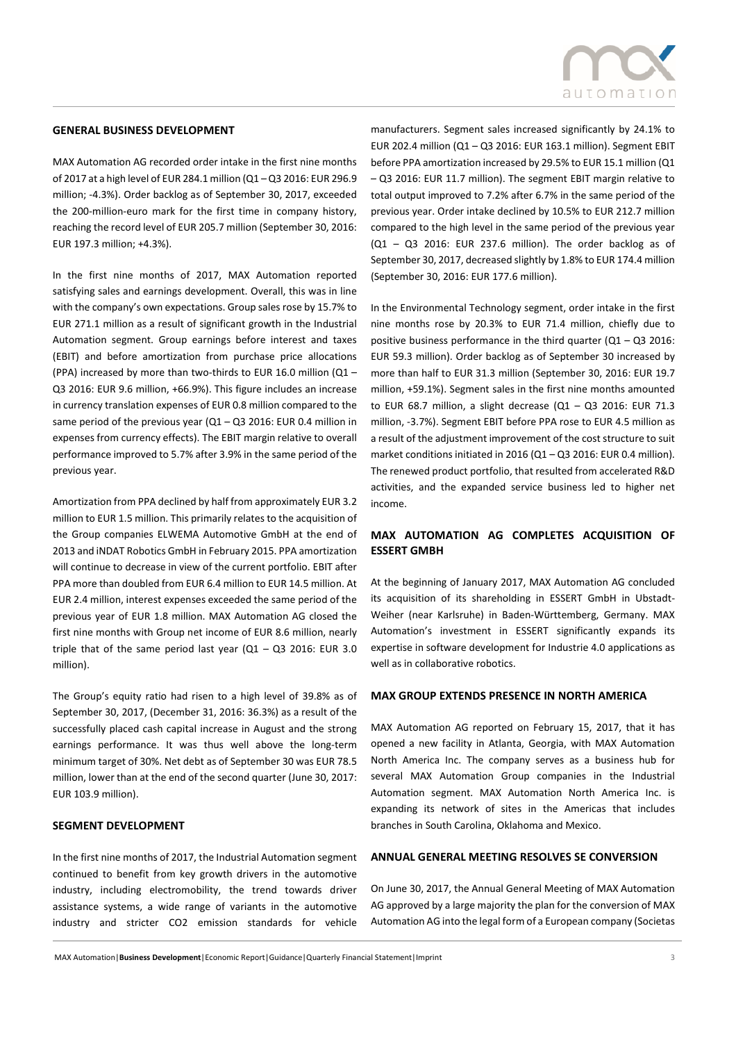## GENERAL BUSINESS DEVELOPMENT

MAX Automation AG recorded order intake in the first nine months of 2017 at a high level of EUR 284.1 million (Q1 – Q3 2016: EUR 296.9 million; -4.3%). Order backlog as of September 30, 2017, exceeded the 200-million-euro mark for the first time in company history, reaching the record level of EUR 205.7 million (September 30, 2016: EUR 197.3 million; +4.3%).

In the first nine months of 2017, MAX Automation reported satisfying sales and earnings development. Overall, this was in line with the company's own expectations. Group sales rose by 15.7% to EUR 271.1 million as a result of significant growth in the Industrial Automation segment. Group earnings before interest and taxes (EBIT) and before amortization from purchase price allocations (PPA) increased by more than two-thirds to EUR 16.0 million (Q1 – Q3 2016: EUR 9.6 million, +66.9%). This figure includes an increase in currency translation expenses of EUR 0.8 million compared to the same period of the previous year (Q1 – Q3 2016: EUR 0.4 million in expenses from currency effects). The EBIT margin relative to overall performance improved to 5.7% after 3.9% in the same period of the previous year.

Amortization from PPA declined by half from approximately EUR 3.2 million to EUR 1.5 million. This primarily relates to the acquisition of the Group companies ELWEMA Automotive GmbH at the end of 2013 and iNDAT Robotics GmbH in February 2015. PPA amortization will continue to decrease in view of the current portfolio. EBIT after PPA more than doubled from EUR 6.4 million to EUR 14.5 million. At EUR 2.4 million, interest expenses exceeded the same period of the previous year of EUR 1.8 million. MAX Automation AG closed the first nine months with Group net income of EUR 8.6 million, nearly triple that of the same period last year (Q1 – Q3 2016: EUR 3.0 million).

The Group's equity ratio had risen to a high level of 39.8% as of September 30, 2017, (December 31, 2016: 36.3%) as a result of the successfully placed cash capital increase in August and the strong earnings performance. It was thus well above the long-term minimum target of 30%. Net debt as of September 30 was EUR 78.5 million, lower than at the end of the second quarter (June 30, 2017: EUR 103.9 million).

## SEGMENT DEVELOPMENT

In the first nine months of 2017, the Industrial Automation segment continued to benefit from key growth drivers in the automotive industry, including electromobility, the trend towards driver assistance systems, a wide range of variants in the automotive industry and stricter $CO_2$ emission standards for vehicle manufacturers. Segment sales increased significantly by 24.1% to EUR 202.4 million (Q1 – Q3 2016: EUR 163.1 million). Segment EBIT before PPA amortization increased by 29.5% to EUR 15.1 million (Q1 – Q3 2016: EUR 11.7 million). The segment EBIT margin relative to total output improved to 7.2% after 6.7% in the same period of the previous year. Order intake declined by 10.5% to EUR 212.7 million compared to the high level in the same period of the previous year (Q1 – Q3 2016: EUR 237.6 million). The order backlog as of September 30, 2017, decreased slightly by 1.8% to EUR 174.4 million (September 30, 2016: EUR 177.6 million).

In the Environmental Technology segment, order intake in the first nine months rose by 20.3% to EUR 71.4 million, chiefly due to positive business performance in the third quarter (Q1 – Q3 2016: EUR 59.3 million). Order backlog as of September 30 increased by more than half to EUR 31.3 million (September 30, 2016: EUR 19.7 million, +59.1%). Segment sales in the first nine months amounted to EUR 68.7 million, a slight decrease (Q1 – Q3 2016: EUR 71.3 million, -3.7%). Segment EBIT before PPA rose to EUR 4.5 million as a result of the adjustment improvement of the cost structure to suit market conditions initiated in 2016 (Q1 – Q3 2016: EUR 0.4 million). The renewed product portfolio, that resulted from accelerated R&D activities, and the expanded service business led to higher net income.

## MAX AUTOMATION AG COMPLETES ACQUISITION OF ESSERT GMBH

At the beginning of January 2017, MAX Automation AG concluded its acquisition of its shareholding in ESSERT GmbH in Ubstadt-Weiher (near Karlsruhe) in Baden-Württemberg, Germany. MAX Automation's investment in ESSERT significantly expands its expertise in software development for Industrie 4.0 applications as well as in collaborative robotics.

## MAX GROUP EXTENDS PRESENCE IN NORTH AMERICA

MAX Automation AG reported on February 15, 2017, that it has opened a new facility in Atlanta, Georgia, with MAX Automation North America Inc. The company serves as a business hub for several MAX Automation Group companies in the Industrial Automation segment. MAX Automation North America Inc. is expanding its network of sites in the Americas that includes branches in South Carolina, Oklahoma and Mexico.

## ANNUAL GENERAL MEETING RESOLVES SE CONVERSION

On June 30, 2017, the Annual General Meeting of MAX Automation AG approved by a large majority the plan for the conversion of MAX Automation AG into the legal form of a European company (Societas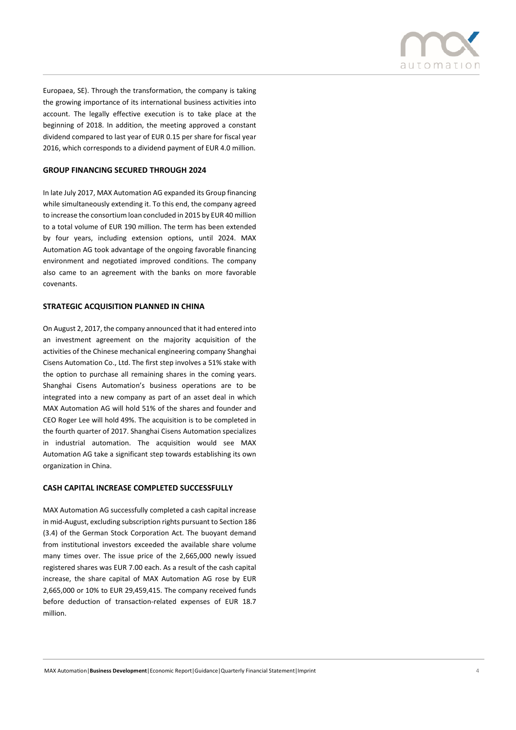Europaea, SE). Through the transformation, the company is taking the growing importance of its international business activities into account. The legally effective execution is to take place at the beginning of 2018. In addition, the meeting approved a constant dividend compared to last year of EUR 0.15 per share for fiscal year 2016, which corresponds to a dividend payment of EUR 4.0 million.

## GROUP FINANCING SECURED THROUGH 2024

In late July 2017, MAX Automation AG expanded its Group financing while simultaneously extending it. To this end, the company agreed to increase the consortium loan concluded in 2015 by EUR 40 million to a total volume of EUR 190 million. The term has been extended by four years, including extension options, until 2024. MAX Automation AG took advantage of the ongoing favorable financing environment and negotiated improved conditions. The company also came to an agreement with the banks on more favorable covenants.

## STRATEGIC ACQUISITION PLANNED IN CHINA

On August 2, 2017, the company announced that it had entered into an investment agreement on the majority acquisition of the activities of the Chinese mechanical engineering company Shanghai Cisens Automation Co., Ltd. The first step involves a 51% stake with the option to purchase all remaining shares in the coming years. Shanghai Cisens Automation's business operations are to be integrated into a new company as part of an asset deal in which MAX Automation AG will hold 51% of the shares and founder and CEO Roger Lee will hold 49%. The acquisition is to be completed in the fourth quarter of 2017. Shanghai Cisens Automation specializes in industrial automation. The acquisition would see MAX Automation AG take a significant step towards establishing its own organization in China.

## CASH CAPITAL INCREASE COMPLETED SUCCESSFULLY

MAX Automation AG successfully completed a cash capital increase in mid-August, excluding subscription rights pursuant to Section 186 (3.4) of the German Stock Corporation Act. The buoyant demand from institutional investors exceeded the available share volume many times over. The issue price of the 2,665,000 newly issued registered shares was EUR 7.00 each. As a result of the cash capital increase, the share capital of MAX Automation AG rose by EUR 2,665,000 or 10% to EUR 29,459,415. The company received funds before deduction of transaction-related expenses of EUR 18.7 million.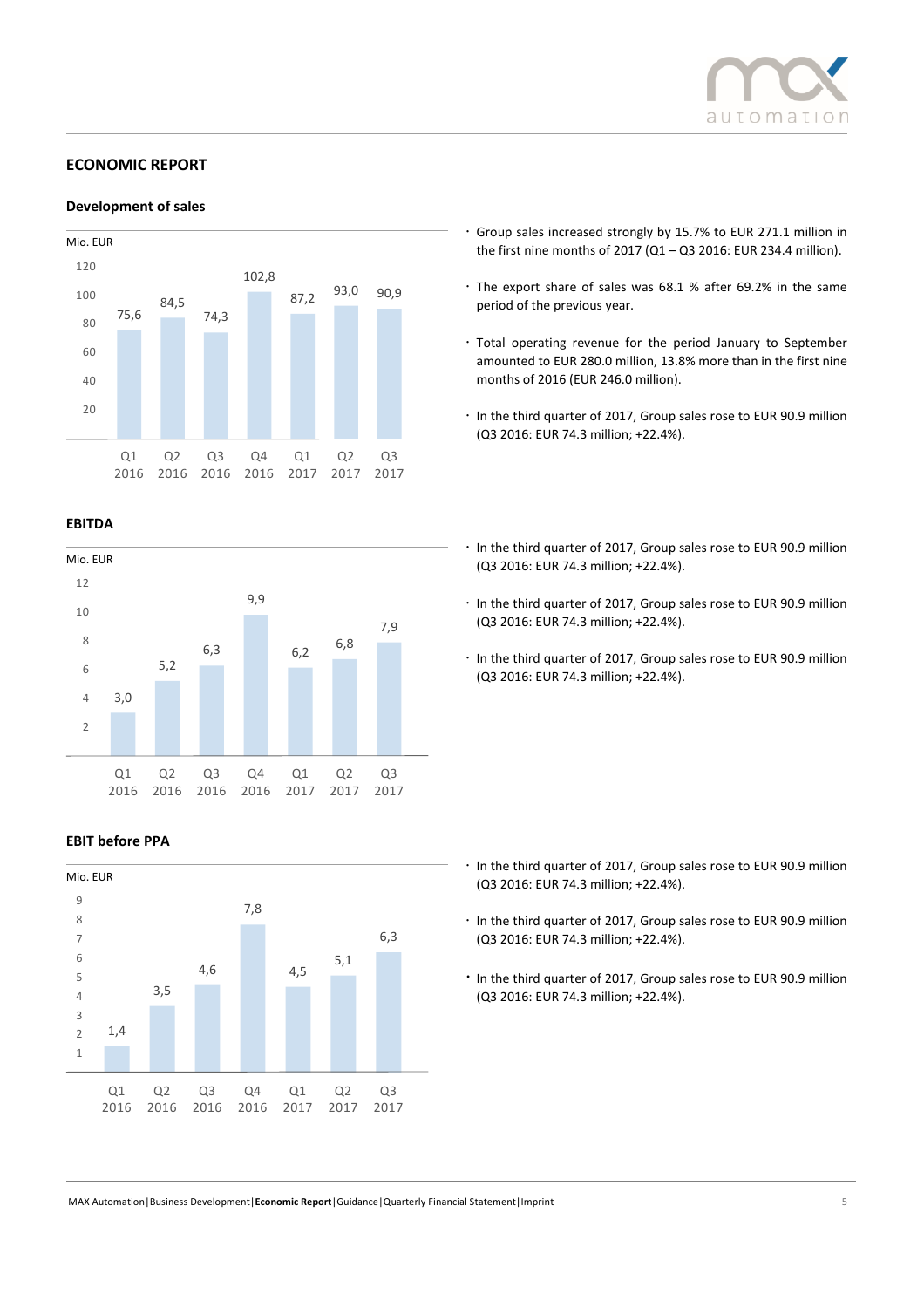## ECONOMIC REPORT

### Development of sales

Mio. EUR

120
100
80
60
40
20

75,6 84,5 74,3 102,8 87,2 93,0 90,9

Q1 2016 Q2 2016 Q3 2016 Q4 2016 Q1 2017 Q2 2017 Q3 2017

- Group sales increased strongly by 15.7% to EUR 271.1 million in the first nine months of 2017 (Q1 – Q3 2016: EUR 234.4 million).
- The export share of sales was 68.1 % after 69.2% in the same period of the previous year.
- Total operating revenue for the period January to September amounted to EUR 280.0 million, 13.8% more than in the first nine months of 2016 (EUR 246.0 million).
- In the third quarter of 2017, Group sales rose to EUR 90.9 million (Q3 2016: EUR 74.3 million; +22.4%).

### EBITDA

Mio. EUR

12
10
8
6
4
2

3,0 5,2 6,3 9,9 6,2 6,8 7,9

Q1 2016 Q2 2016 Q3 2016 Q4 2016 Q1 2017 Q2 2017 Q3 2017

- In the third quarter of 2017, Group sales rose to EUR 90.9 million (Q3 2016: EUR 74.3 million; +22.4%).
- In the third quarter of 2017, Group sales rose to EUR 90.9 million (Q3 2016: EUR 74.3 million; +22.4%).
- In the third quarter of 2017, Group sales rose to EUR 90.9 million (Q3 2016: EUR 74.3 million; +22.4%).

### EBIT before PPA

Mio. EUR

9
8
7
6
5
4
3
2
1

1,4 3,5 4,6 7,8 4,5 5,1 6,3

Q1 2016 Q2 2016 Q3 2016 Q4 2016 Q1 2017 Q2 2017 Q3 2017

- In the third quarter of 2017, Group sales rose to EUR 90.9 million (Q3 2016: EUR 74.3 million; +22.4%).
- In the third quarter of 2017, Group sales rose to EUR 90.9 million (Q3 2016: EUR 74.3 million; +22.4%).
- In the third quarter of 2017, Group sales rose to EUR 90.9 million (Q3 2016: EUR 74.3 million; +22.4%).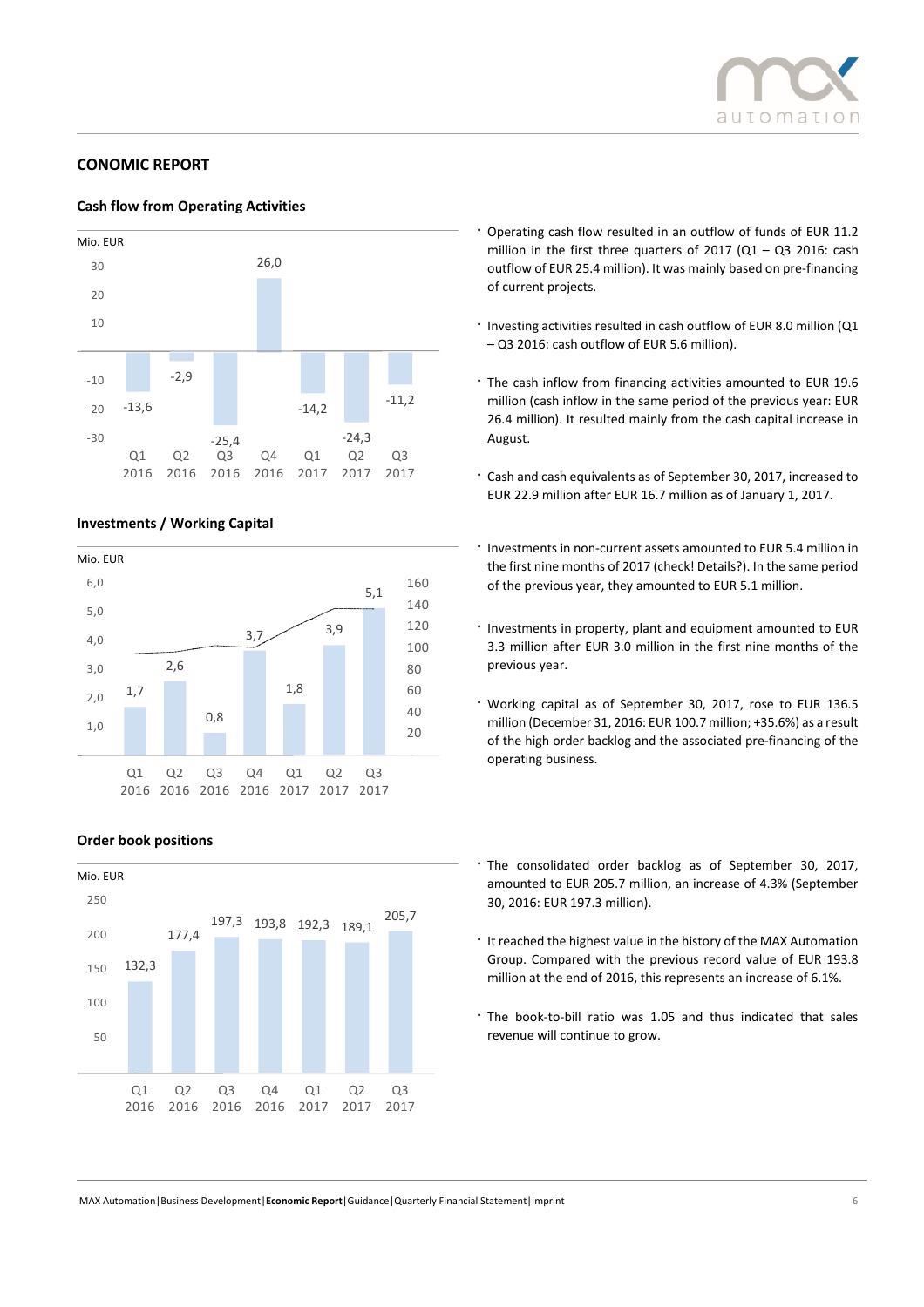## CONOMIC REPORT

### Cash flow from Operating Activities

Mio. EUR

30
20
10
-10
-20
-30

-13,6
-2,9
-25,4
26,0
-14,2
-24,3
-11,2

Q1 2016
Q2 2016
Q3 2016
Q4 2016
Q1 2017
Q2 2017
Q3 2017

- Operating cash flow resulted in an outflow of funds of EUR 11.2 million in the first three quarters of 2017 (Q1 – Q3 2016: cash outflow of EUR 25.4 million). It was mainly based on pre-financing of current projects.
- Investing activities resulted in cash outflow of EUR 8.0 million (Q1 – Q3 2016: cash outflow of EUR 5.6 million).
- The cash inflow from financing activities amounted to EUR 19.6 million (cash inflow in the same period of the previous year: EUR 26.4 million). It resulted mainly from the cash capital increase in August.
- Cash and cash equivalents as of September 30, 2017, increased to EUR 22.9 million after EUR 16.7 million as of January 1, 2017.

### Investments / Working Capital

Mio. EUR

6,0
5,0
4,0
3,0
2,0
1,0

160
140
120
100
80
60
40
20

1,7
2,6
0,8
3,7
1,8
3,9
5,1

Q1 2016
Q2 2016
Q3 2016
Q4 2016
Q1 2017
Q2 2017
Q3 2017

- Investments in non-current assets amounted to EUR 5.4 million in the first nine months of 2017 (check! Details?). In the same period of the previous year, they amounted to EUR 5.1 million.
- Investments in property, plant and equipment amounted to EUR 3.3 million after EUR 3.0 million in the first nine months of the previous year.
- Working capital as of September 30, 2017, rose to EUR 136.5 million (December 31, 2016: EUR 100.7 million; +35.6%) as a result of the high order backlog and the associated pre-financing of the operating business.

### Order book positions

Mio. EUR

250
200
150
100
50

132,3
177,4
197,3
193,8
192,3
189,1
205,7

Q1 2016
Q2 2016
Q3 2016
Q4 2016
Q1 2017
Q2 2017
Q3 2017

- The consolidated order backlog as of September 30, 2017, amounted to EUR 205.7 million, an increase of 4.3% (September 30, 2016: EUR 197.3 million).
- It reached the highest value in the history of the MAX Automation Group. Compared with the previous record value of EUR 193.8 million at the end of 2016, this represents an increase of 6.1%.
- The book-to-bill ratio was 1.05 and thus indicated that sales revenue will continue to grow.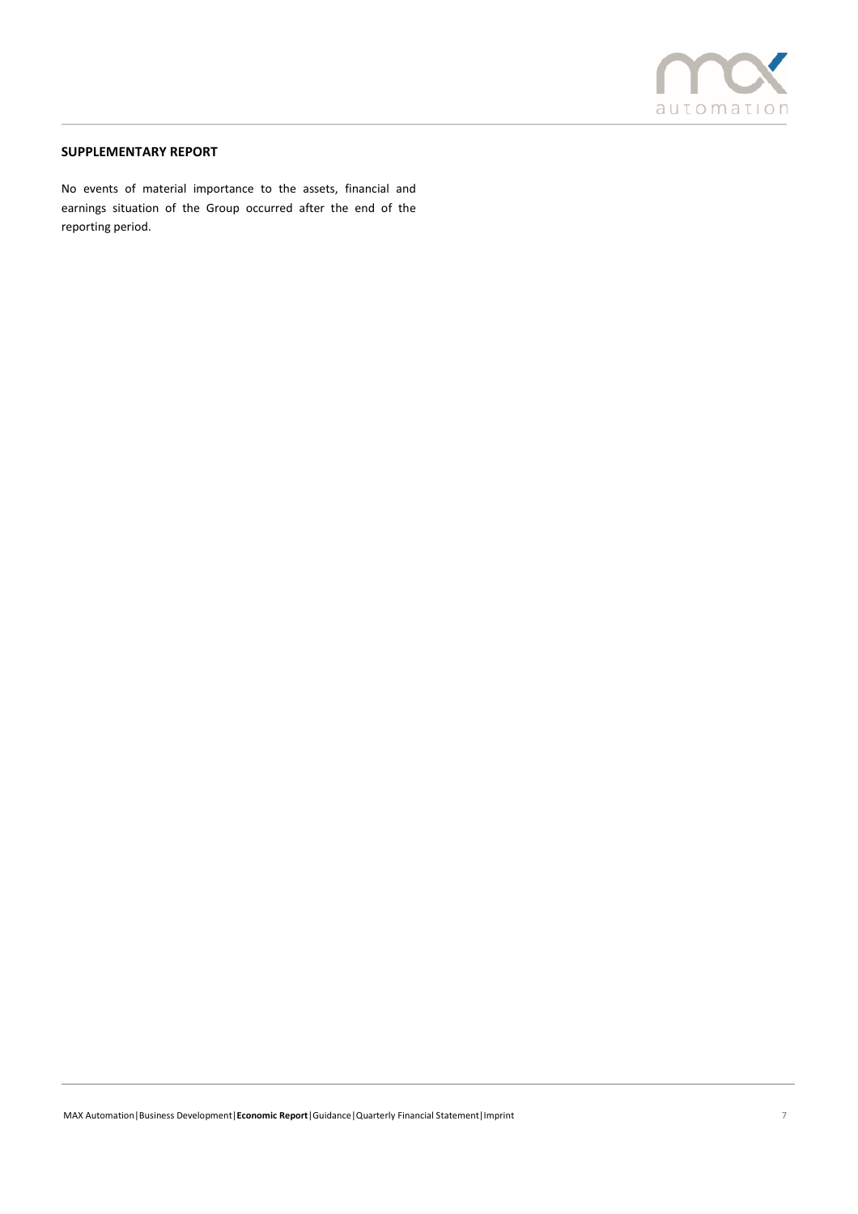## SUPPLEMENTARY REPORT

No events of material importance to the assets, financial and earnings situation of the Group occurred after the end of the reporting period.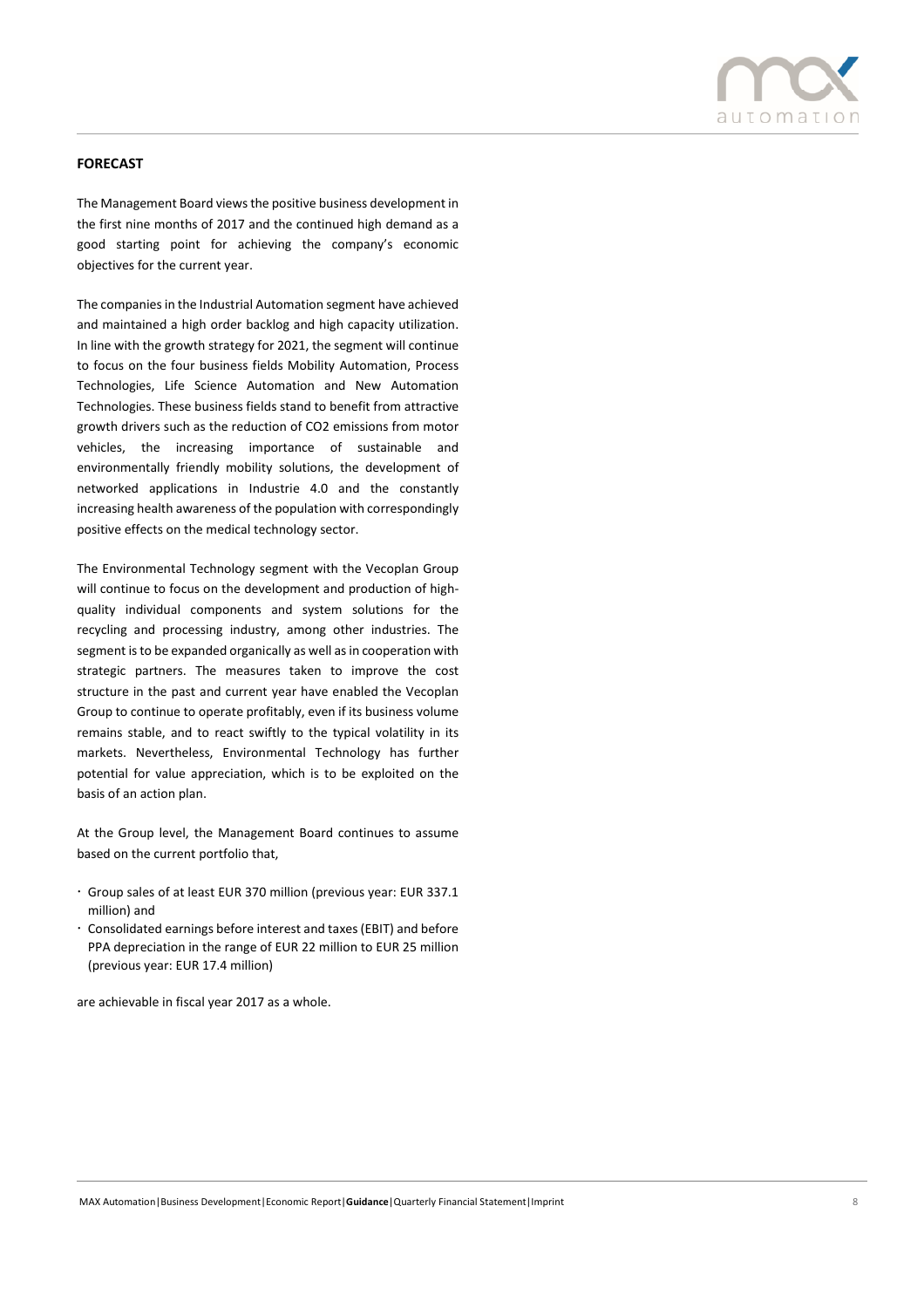**FORECAST**

The Management Board views the positive business development in the first nine months of 2017 and the continued high demand as a good starting point for achieving the company's economic objectives for the current year.

The companies in the Industrial Automation segment have achieved and maintained a high order backlog and high capacity utilization. In line with the growth strategy for 2021, the segment will continue to focus on the four business fields Mobility Automation, Process Technologies, Life Science Automation and New Automation Technologies. These business fields stand to benefit from attractive growth drivers such as the reduction of $CO_2$ emissions from motor vehicles, the increasing importance of sustainable and environmentally friendly mobility solutions, the development of networked applications in Industrie 4.0 and the constantly increasing health awareness of the population with correspondingly positive effects on the medical technology sector.

The Environmental Technology segment with the Vecoplan Group will continue to focus on the development and production of high-quality individual components and system solutions for the recycling and processing industry, among other industries. The segment is to be expanded organically as well as in cooperation with strategic partners. The measures taken to improve the cost structure in the past and current year have enabled the Vecoplan Group to continue to operate profitably, even if its business volume remains stable, and to react swiftly to the typical volatility in its markets. Nevertheless, Environmental Technology has further potential for value appreciation, which is to be exploited on the basis of an action plan.

At the Group level, the Management Board continues to assume based on the current portfolio that,

- Group sales of at least EUR 370 million (previous year: EUR 337.1 million) and
- Consolidated earnings before interest and taxes (EBIT) and before PPA depreciation in the range of EUR 22 million to EUR 25 million (previous year: EUR 17.4 million)

are achievable in fiscal year 2017 as a whole.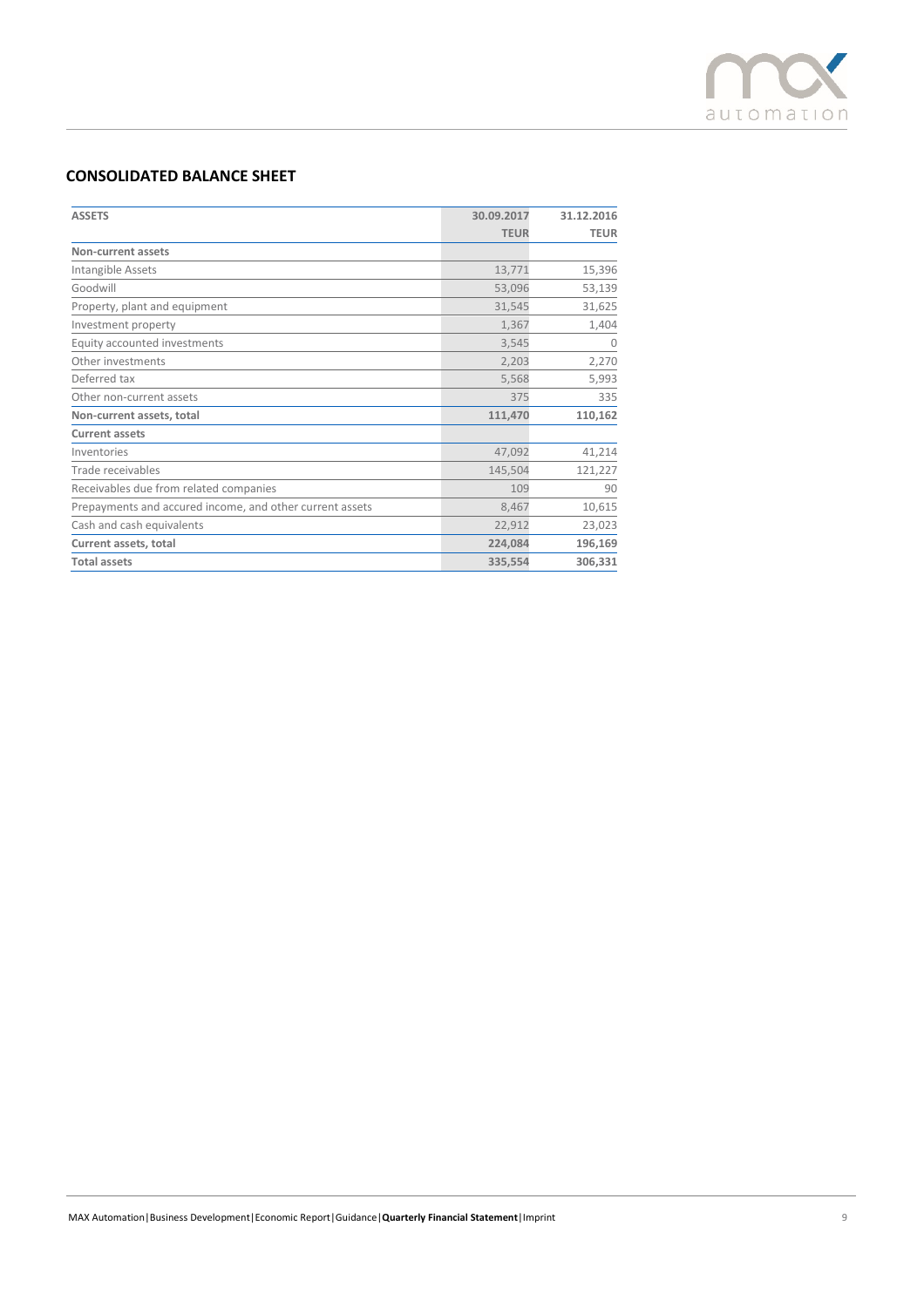## CONSOLIDATED BALANCE SHEET

| ASSETS | 30.09.2017 | 31.12.2016 |
|---|---|---|
| | TEUR | TEUR |
| **Non-current assets** | | |
| Intangible Assets | 13,771 | 15,396 |
| Goodwill | 53,096 | 53,139 |
| Property, plant and equipment | 31,545 | 31,625 |
| Investment property | 1,367 | 1,404 |
| Equity accounted investments | 3,545 | 0 |
| Other investments | 2,203 | 2,270 |
| Deferred tax | 5,568 | 5,993 |
| Other non-current assets | 375 | 335 |
| **Non-current assets, total** | **111,470** | **110,162** |
| **Current assets** | | |
| Inventories | 47,092 | 41,214 |
| Trade receivables | 145,504 | 121,227 |
| Receivables due from related companies | 109 | 90 |
| Prepayments and accured income, and other current assets | 8,467 | 10,615 |
| Cash and cash equivalents | 22,912 | 23,023 |
| **Current assets, total** | **224,084** | **196,169** |
| **Total assets** | **335,554** | **306,331** |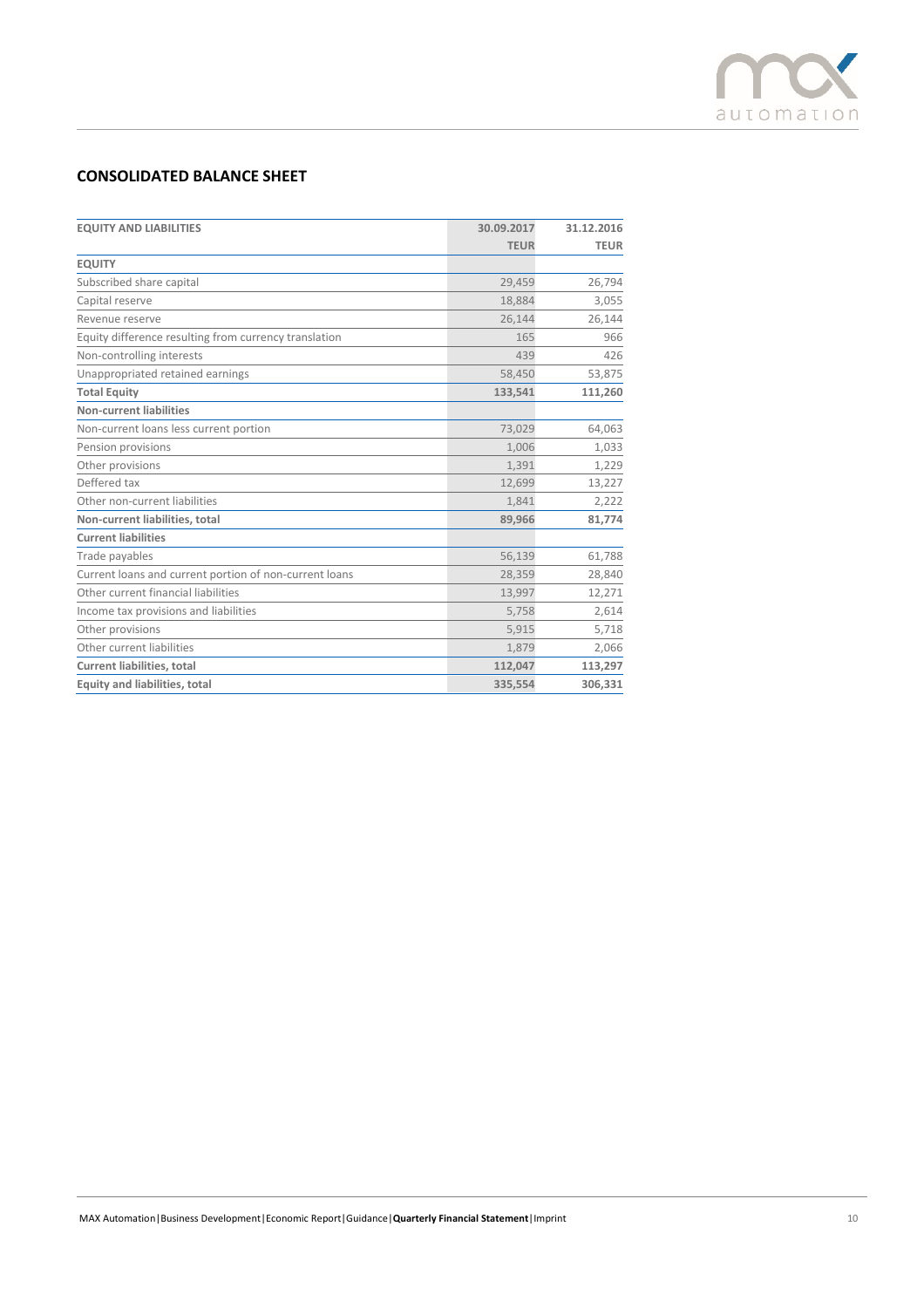## CONSOLIDATED BALANCE SHEET

| EQUITY AND LIABILITIES | 30.09.2017 TEUR | 31.12.2016 TEUR |
|---|---|---|
| **EQUITY** | | |
| Subscribed share capital | 29,459 | 26,794 |
| Capital reserve | 18,884 | 3,055 |
| Revenue reserve | 26,144 | 26,144 |
| Equity difference resulting from currency translation | 165 | 966 |
| Non-controlling interests | 439 | 426 |
| Unappropriated retained earnings | 58,450 | 53,875 |
| **Total Equity** | **133,541** | **111,260** |
| **Non-current liabilities** | | |
| Non-current loans less current portion | 73,029 | 64,063 |
| Pension provisions | 1,006 | 1,033 |
| Other provisions | 1,391 | 1,229 |
| Deffered tax | 12,699 | 13,227 |
| Other non-current liabilities | 1,841 | 2,222 |
| **Non-current liabilities, total** | **89,966** | **81,774** |
| **Current liabilities** | | |
| Trade payables | 56,139 | 61,788 |
| Current loans and current portion of non-current loans | 28,359 | 28,840 |
| Other current financial liabilities | 13,997 | 12,271 |
| Income tax provisions and liabilities | 5,758 | 2,614 |
| Other provisions | 5,915 | 5,718 |
| Other current liabilities | 1,879 | 2,066 |
| **Current liabilities, total** | **112,047** | **113,297** |
| **Equity and liabilities, total** | **335,554** | **306,331** |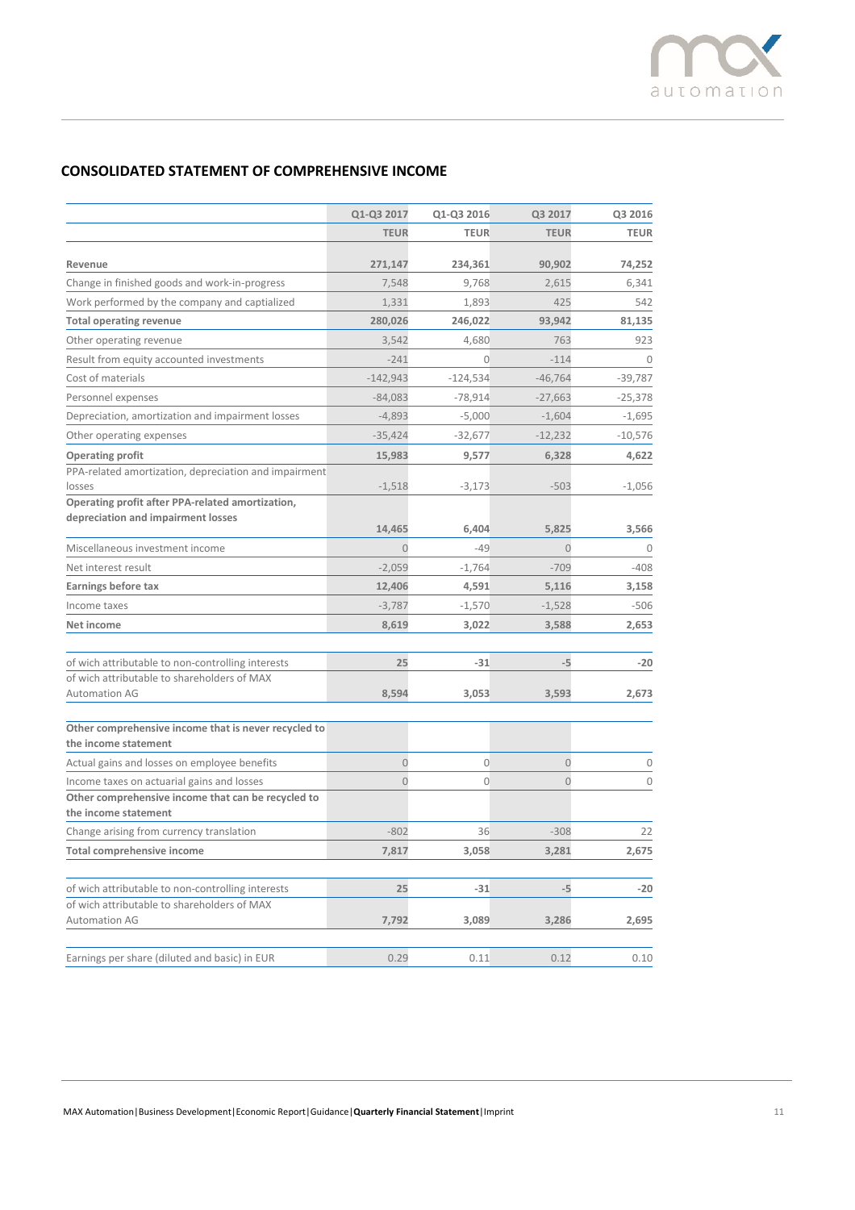## CONSOLIDATED STATEMENT OF COMPREHENSIVE INCOME

| | Q1-Q3 2017 | Q1-Q3 2016 | Q3 2017 | Q3 2016 |
|---|---|---|---|---|
| | **TEUR** | **TEUR** | **TEUR** | **TEUR** |
| **Revenue** | **271,147** | **234,361** | **90,902** | **74,252** |
| Change in finished goods and work-in-progress | 7,548 | 9,768 | 2,615 | 6,341 |
| Work performed by the company and captialized | 1,331 | 1,893 | 425 | 542 |
| **Total operating revenue** | **280,026** | **246,022** | **93,942** | **81,135** |
| Other operating revenue | 3,542 | 4,680 | 763 | 923 |
| Result from equity accounted investments | -241 | 0 | -114 | 0 |
| Cost of materials | -142,943 | -124,534 | -46,764 | -39,787 |
| Personnel expenses | -84,083 | -78,914 | -27,663 | -25,378 |
| Depreciation, amortization and impairment losses | -4,893 | -5,000 | -1,604 | -1,695 |
| Other operating expenses | -35,424 | -32,677 | -12,232 | -10,576 |
| **Operating profit** | **15,983** | **9,577** | **6,328** | **4,622** |
| PPA-related amortization, depreciation and impairment losses | -1,518 | -3,173 | -503 | -1,056 |
| **Operating profit after PPA-related amortization, depreciation and impairment losses** | **14,465** | **6,404** | **5,825** | **3,566** |
| Miscellaneous investment income | 0 | -49 | 0 | 0 |
| Net interest result | -2,059 | -1,764 | -709 | -408 |
| **Earnings before tax** | **12,406** | **4,591** | **5,116** | **3,158** |
| Income taxes | -3,787 | -1,570 | -1,528 | -506 |
| **Net income** | **8,619** | **3,022** | **3,588** | **2,653** |
| of wich attributable to non-controlling interests | **25** | **-31** | **-5** | **-20** |
| of wich attributable to shareholders of MAX Automation AG | **8,594** | **3,053** | **3,593** | **2,673** |
| **Other comprehensive income that is never recycled to the income statement** | | | | |
| Actual gains and losses on employee benefits | 0 | 0 | 0 | 0 |
| Income taxes on actuarial gains and losses | 0 | 0 | 0 | 0 |
| **Other comprehensive income that can be recycled to the income statement** | | | | |
| Change arising from currency translation | -802 | 36 | -308 | 22 |
| **Total comprehensive income** | **7,817** | **3,058** | **3,281** | **2,675** |
| of wich attributable to non-controlling interests | **25** | **-31** | **-5** | **-20** |
| of wich attributable to shareholders of MAX Automation AG | **7,792** | **3,089** | **3,286** | **2,695** |
| Earnings per share (diluted and basic) in EUR | 0.29 | 0.11 | 0.12 | 0.10 |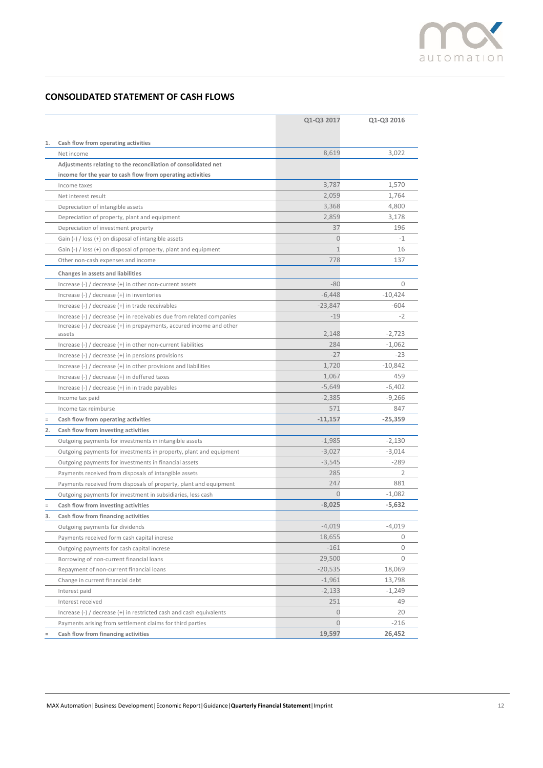## CONSOLIDATED STATEMENT OF CASH FLOWS

| | | Q1-Q3 2017 | Q1-Q3 2016 |
|---|---|---|---|
| **1.** | **Cash flow from operating activities** | | |
| | Net income | 8,619 | 3,022 |
| | **Adjustments relating to the reconciliation of consolidated net income for the year to cash flow from operating activities** | | |
| | Income taxes | 3,787 | 1,570 |
| | Net interest result | 2,059 | 1,764 |
| | Depreciation of intangible assets | 3,368 | 4,800 |
| | Depreciation of property, plant and equipment | 2,859 | 3,178 |
| | Depreciation of investment property | 37 | 196 |
| | Gain (-) / loss (+) on disposal of intangible assets | 0 | -1 |
| | Gain (-) / loss (+) on disposal of property, plant and equipment | 1 | 16 |
| | Other non-cash expenses and income | 778 | 137 |
| | **Changes in assets and liabilities** | | |
| | Increase (-) / decrease (+) in other non-current assets | -80 | 0 |
| | Increase (-) / decrease (+) in inventories | -6,448 | -10,424 |
| | Increase (-) / decrease (+) in trade receivables | -23,847 | -604 |
| | Increase (-) / decrease (+) in receivables due from related companies | -19 | -2 |
| | Increase (-) / decrease (+) in prepayments, accured income and other assets | 2,148 | -2,723 |
| | Increase (-) / decrease (+) in other non-current liabilities | 284 | -1,062 |
| | Increase (-) / decrease (+) in pensions provisions | -27 | -23 |
| | Increase (-) / decrease (+) in other provisions and liabilities | 1,720 | -10,842 |
| | Increase (-) / decrease (+) in deffered taxes | 1,067 | 459 |
| | Increase (-) / decrease (+) in in trade payables | -5,649 | -6,402 |
| | Income tax paid | -2,385 | -9,266 |
| | Income tax reimburse | 571 | 847 |
| = | **Cash flow from operating activities** | **-11,157** | **-25,359** |
| **2.** | **Cash flow from investing activities** | | |
| | Outgoing payments for investments in intangible assets | -1,985 | -2,130 |
| | Outgoing payments for investments in property, plant and equipment | -3,027 | -3,014 |
| | Outgoing payments for investments in financial assets | -3,545 | -289 |
| | Payments received from disposals of intangible assets | 285 | 2 |
| | Payments received from disposals of property, plant and equipment | 247 | 881 |
| | Outgoing payments for investment in subsidiaries, less cash | 0 | -1,082 |
| = | **Cash flow from investing activities** | **-8,025** | **-5,632** |
| **3.** | **Cash flow from financing activities** | | |
| | Outgoing payments für dividends | -4,019 | -4,019 |
| | Payments received form cash capital increse | 18,655 | 0 |
| | Outgoing payments for cash capital increse | -161 | 0 |
| | Borrowing of non-current financial loans | 29,500 | 0 |
| | Repayment of non-current financial loans | -20,535 | 18,069 |
| | Change in current financial debt | -1,961 | 13,798 |
| | Interest paid | -2,133 | -1,249 |
| | Interest received | 251 | 49 |
| | Increase (-) / decrease (+) in restricted cash and cash equivalents | 0 | 20 |
| | Payments arising from settlement claims for third parties | 0 | -216 |
| = | **Cash flow from financing activities** | **19,597** | **26,452** |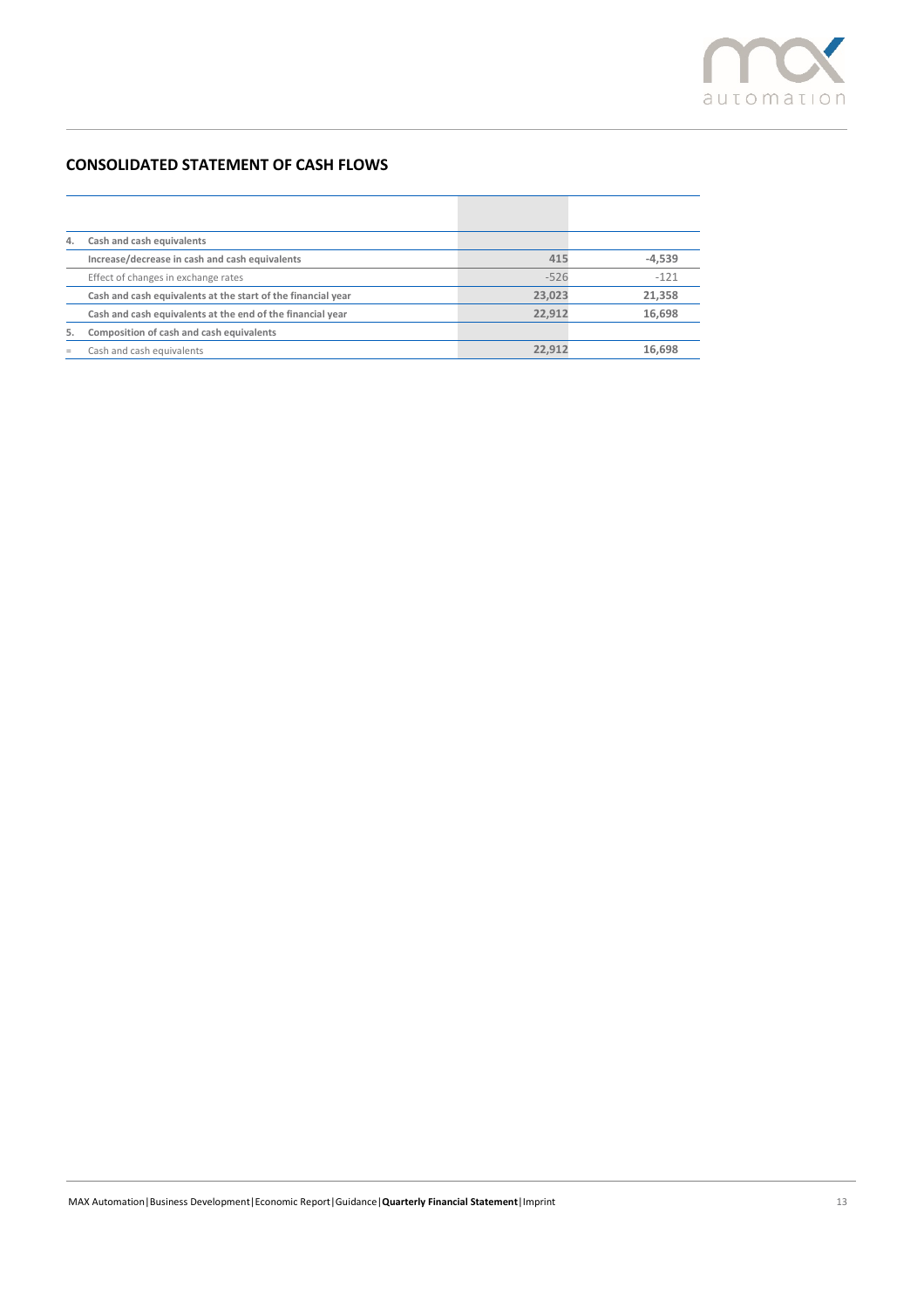## CONSOLIDATED STATEMENT OF CASH FLOWS

| | | | |
|---|---|---|---|
| **4.** | **Cash and cash equivalents** | | |
| | **Increase/decrease in cash and cash equivalents** | **415** | **-4,539** |
| | Effect of changes in exchange rates | -526 | -121 |
| | **Cash and cash equivalents at the start of the financial year** | **23,023** | **21,358** |
| | **Cash and cash equivalents at the end of the financial year** | **22,912** | **16,698** |
| **5.** | **Composition of cash and cash equivalents** | | |
| = | Cash and cash equivalents | **22,912** | **16,698** |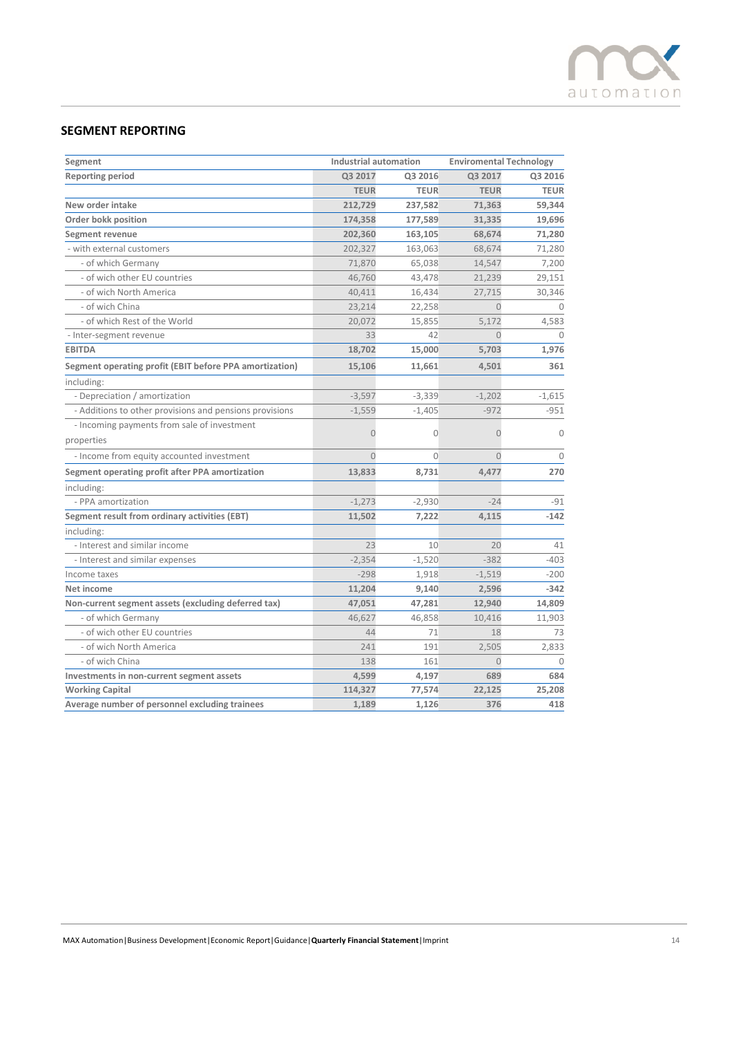## SEGMENT REPORTING

| Segment | Industrial automation | | Enviromental Technology | |
|---|---|---|---|---|
| Reporting period | Q3 2017 | Q3 2016 | Q3 2017 | Q3 2016 |
| | TEUR | TEUR | TEUR | TEUR |
| **New order intake** | **212,729** | **237,582** | **71,363** | **59,344** |
| **Order bokk position** | **174,358** | **177,589** | **31,335** | **19,696** |
| **Segment revenue** | **202,360** | **163,105** | **68,674** | **71,280** |
| - with external customers | 202,327 | 163,063 | 68,674 | 71,280 |
| - of which Germany | 71,870 | 65,038 | 14,547 | 7,200 |
| - of wich other EU countries | 46,760 | 43,478 | 21,239 | 29,151 |
| - of wich North America | 40,411 | 16,434 | 27,715 | 30,346 |
| - of wich China | 23,214 | 22,258 | 0 | 0 |
| - of which Rest of the World | 20,072 | 15,855 | 5,172 | 4,583 |
| - Inter-segment revenue | 33 | 42 | 0 | 0 |
| **EBITDA** | **18,702** | **15,000** | **5,703** | **1,976** |
| **Segment operating profit (EBIT before PPA amortization)** | **15,106** | **11,661** | **4,501** | **361** |
| including: | | | | |
| - Depreciation / amortization | -3,597 | -3,339 | -1,202 | -1,615 |
| - Additions to other provisions and pensions provisions | -1,559 | -1,405 | -972 | -951 |
| - Incoming payments from sale of investment properties | 0 | 0 | 0 | 0 |
| - Income from equity accounted investment | 0 | 0 | 0 | 0 |
| **Segment operating profit after PPA amortization** | **13,833** | **8,731** | **4,477** | **270** |
| including: | | | | |
| - PPA amortization | -1,273 | -2,930 | -24 | -91 |
| **Segment result from ordinary activities (EBT)** | **11,502** | **7,222** | **4,115** | **-142** |
| including: | | | | |
| - Interest and similar income | 23 | 10 | 20 | 41 |
| - Interest and similar expenses | -2,354 | -1,520 | -382 | -403 |
| Income taxes | -298 | 1,918 | -1,519 | -200 |
| **Net income** | **11,204** | **9,140** | **2,596** | **-342** |
| **Non-current segment assets (excluding deferred tax)** | **47,051** | **47,281** | **12,940** | **14,809** |
| - of which Germany | 46,627 | 46,858 | 10,416 | 11,903 |
| - of wich other EU countries | 44 | 71 | 18 | 73 |
| - of wich North America | 241 | 191 | 2,505 | 2,833 |
| - of wich China | 138 | 161 | 0 | 0 |
| **Investments in non-current segment assets** | **4,599** | **4,197** | **689** | **684** |
| **Working Capital** | **114,327** | **77,574** | **22,125** | **25,208** |
| **Average number of personnel excluding trainees** | **1,189** | **1,126** | **376** | **418** |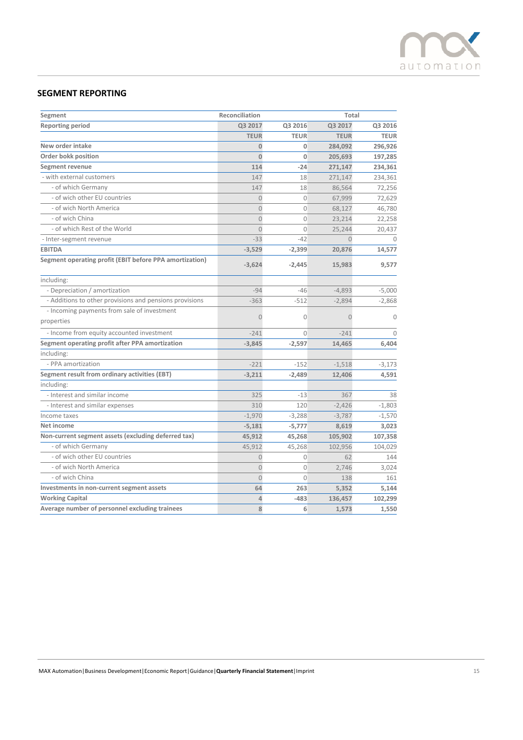## SEGMENT REPORTING

| Segment | Reconciliation | | Total | |
|---|---|---|---|---|
| Reporting period | Q3 2017 | Q3 2016 | Q3 2017 | Q3 2016 |
| | TEUR | TEUR | TEUR | TEUR |
| **New order intake** | **0** | **0** | **284,092** | **296,926** |
| **Order bokk position** | **0** | **0** | **205,693** | **197,285** |
| **Segment revenue** | **114** | **-24** | **271,147** | **234,361** |
| - with external customers | 147 | 18 | 271,147 | 234,361 |
| - of which Germany | 147 | 18 | 86,564 | 72,256 |
| - of wich other EU countries | 0 | 0 | 67,999 | 72,629 |
| - of wich North America | 0 | 0 | 68,127 | 46,780 |
| - of wich China | 0 | 0 | 23,214 | 22,258 |
| - of which Rest of the World | 0 | 0 | 25,244 | 20,437 |
| - Inter-segment revenue | -33 | -42 | 0 | 0 |
| **EBITDA** | **-3,529** | **-2,399** | **20,876** | **14,577** |
| **Segment operating profit (EBIT before PPA amortization)** | **-3,624** | **-2,445** | **15,983** | **9,577** |
| including: | | | | |
| - Depreciation / amortization | -94 | -46 | -4,893 | -5,000 |
| - Additions to other provisions and pensions provisions | -363 | -512 | -2,894 | -2,868 |
| - Incoming payments from sale of investment properties | 0 | 0 | 0 | 0 |
| - Income from equity accounted investment | -241 | 0 | -241 | 0 |
| **Segment operating profit after PPA amortization** | **-3,845** | **-2,597** | **14,465** | **6,404** |
| including: | | | | |
| - PPA amortization | -221 | -152 | -1,518 | -3,173 |
| **Segment result from ordinary activities (EBT)** | **-3,211** | **-2,489** | **12,406** | **4,591** |
| including: | | | | |
| - Interest and similar income | 325 | -13 | 367 | 38 |
| - Interest and similar expenses | 310 | 120 | -2,426 | -1,803 |
| Income taxes | -1,970 | -3,288 | -3,787 | -1,570 |
| **Net income** | **-5,181** | **-5,777** | **8,619** | **3,023** |
| **Non-current segment assets (excluding deferred tax)** | **45,912** | **45,268** | **105,902** | **107,358** |
| - of which Germany | 45,912 | 45,268 | 102,956 | 104,029 |
| - of wich other EU countries | 0 | 0 | 62 | 144 |
| - of wich North America | 0 | 0 | 2,746 | 3,024 |
| - of wich China | 0 | 0 | 138 | 161 |
| **Investments in non-current segment assets** | **64** | **263** | **5,352** | **5,144** |
| **Working Capital** | **4** | **-483** | **136,457** | **102,299** |
| **Average number of personnel excluding trainees** | **8** | **6** | **1,573** | **1,550** |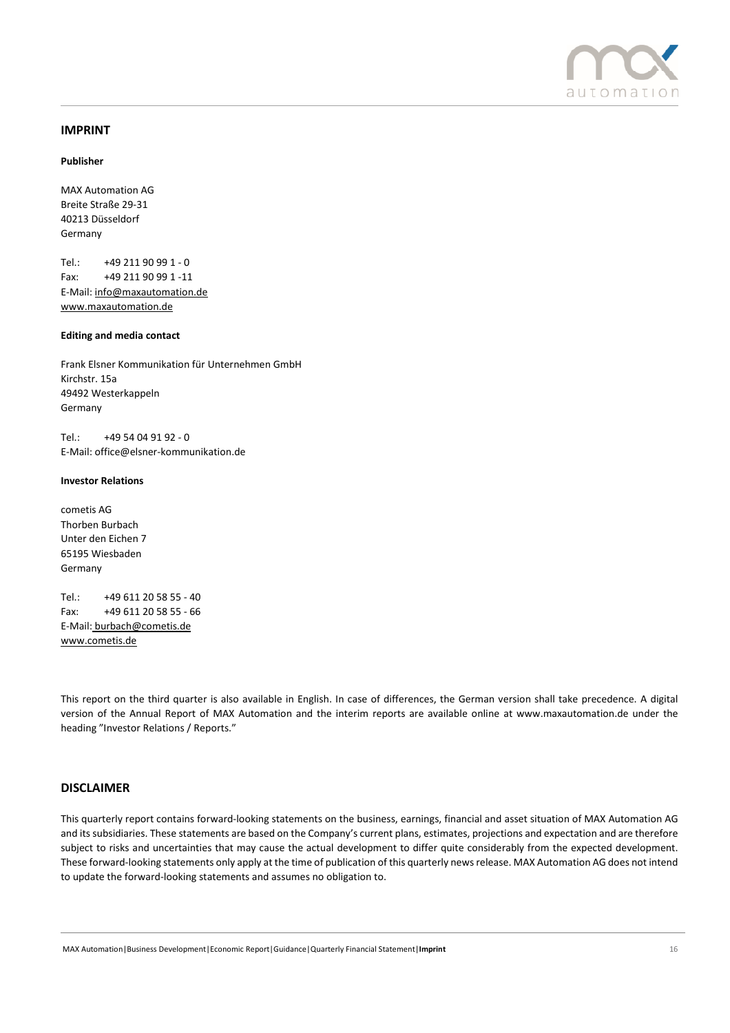## IMPRINT

**Publisher**

MAX Automation AG
Breite Straße 29-31
40213 Düsseldorf
Germany

Tel.: +49 211 90 99 1 - 0
Fax: +49 211 90 99 1 -11
E-Mail: info@maxautomation.de
www.maxautomation.de

**Editing and media contact**

Frank Elsner Kommunikation für Unternehmen GmbH
Kirchstr. 15a
49492 Westerkappeln
Germany

Tel.: +49 54 04 91 92 - 0
E-Mail: office@elsner-kommunikation.de

**Investor Relations**

cometis AG
Thorben Burbach
Unter den Eichen 7
65195 Wiesbaden
Germany

Tel.: +49 611 20 58 55 - 40
Fax: +49 611 20 58 55 - 66
E-Mail: burbach@cometis.de
www.cometis.de

This report on the third quarter is also available in English. In case of differences, the German version shall take precedence. A digital version of the Annual Report of MAX Automation and the interim reports are available online at www.maxautomation.de under the heading "Investor Relations / Reports."

## DISCLAIMER

This quarterly report contains forward-looking statements on the business, earnings, financial and asset situation of MAX Automation AG and its subsidiaries. These statements are based on the Company's current plans, estimates, projections and expectation and are therefore subject to risks and uncertainties that may cause the actual development to differ quite considerably from the expected development. These forward-looking statements only apply at the time of publication of this quarterly news release. MAX Automation AG does not intend to update the forward-looking statements and assumes no obligation to.